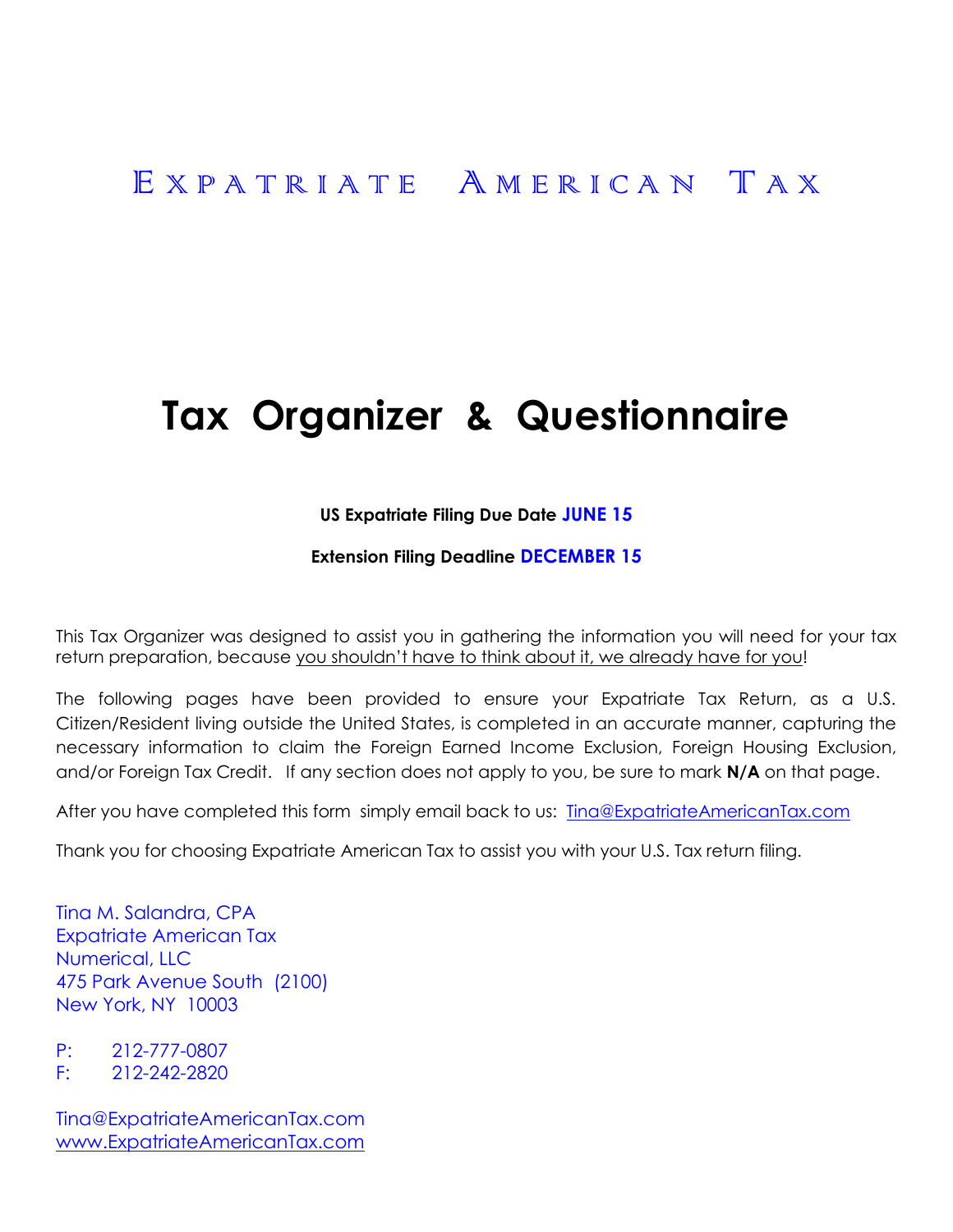# Expatriate American Tax

# Tax Organizer & Questionnaire

**US Expatriate Filing Due Date JUNE 15**

**Extension Filing Deadline DECEMBER 15**

This Tax Organizer was designed to assist you in gathering the information you will need for your tax return preparation, because you shouldn't have to think about it, we already have for you!

The following pages have been provided to ensure your Expatriate Tax Return, as a U.S. Citizen/Resident living outside the United States, is completed in an accurate manner, capturing the necessary information to claim the Foreign Earned Income Exclusion, Foreign Housing Exclusion, and/or Foreign Tax Credit. If any section does not apply to you, be sure to mark **N/A** on that page.

After you have completed this form simply email back to us: Tina@ExpatriateAmericanTax.com

Thank you for choosing Expatriate American Tax to assist you with your U.S. Tax return filing.

Tina M. Salandra, CPA
Expatriate American Tax
Numerical, LLC
475 Park Avenue South (2100)
New York, NY 10003

P: 212-777-0807
F: 212-242-2820

Tina@ExpatriateAmericanTax.com
www.ExpatriateAmericanTax.com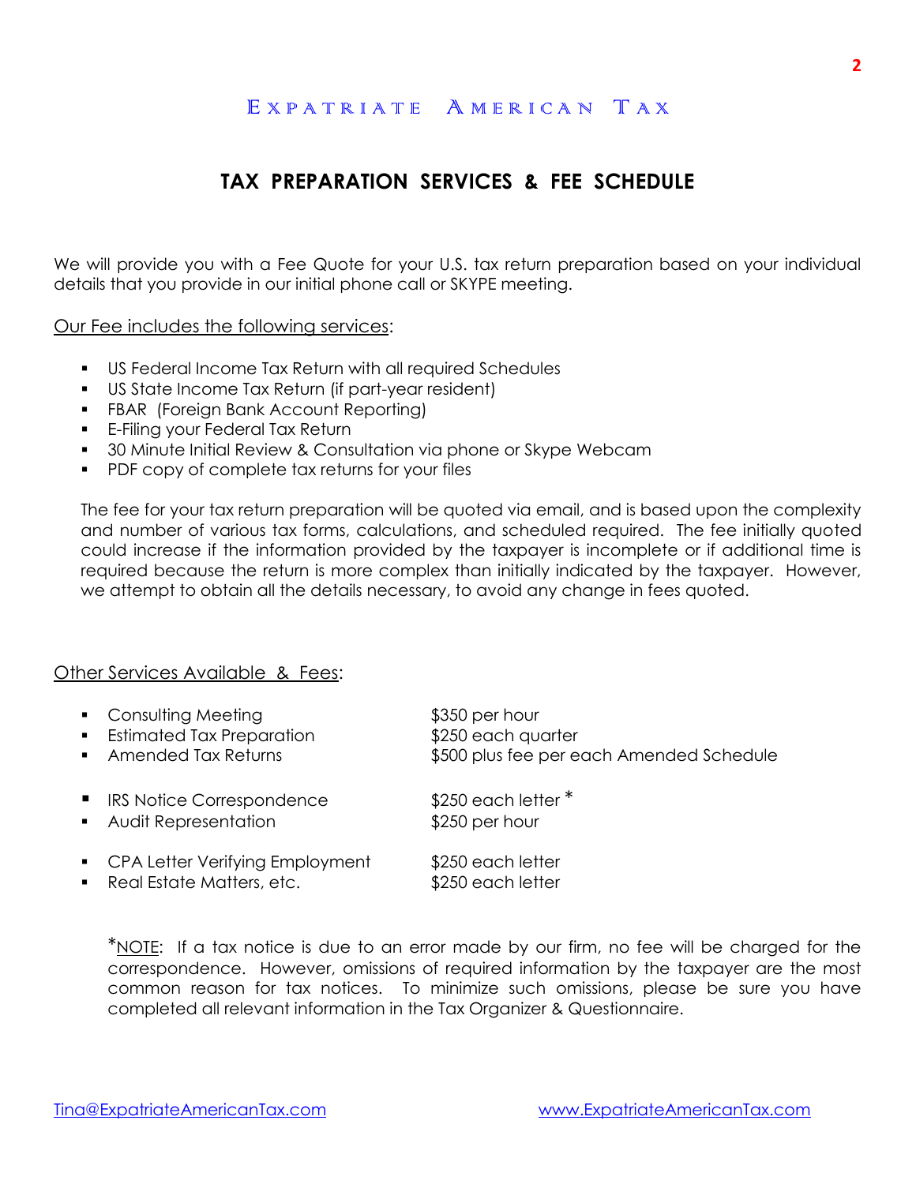E x p a t r i a t e   A m e r i c a n   T a x

## TAX PREPARATION SERVICES & FEE SCHEDULE

We will provide you with a Fee Quote for your U.S. tax return preparation based on your individual details that you provide in our initial phone call or SKYPE meeting.

Our Fee includes the following services:

- US Federal Income Tax Return with all required Schedules
- US State Income Tax Return (if part-year resident)
- FBAR (Foreign Bank Account Reporting)
- E-Filing your Federal Tax Return
- 30 Minute Initial Review & Consultation via phone or Skype Webcam
- PDF copy of complete tax returns for your files

The fee for your tax return preparation will be quoted via email, and is based upon the complexity and number of various tax forms, calculations, and scheduled required. The fee initially quoted could increase if the information provided by the taxpayer is incomplete or if additional time is required because the return is more complex than initially indicated by the taxpayer. However, we attempt to obtain all the details necessary, to avoid any change in fees quoted.

Other Services Available & Fees:

- Consulting Meeting — $350 per hour
- Estimated Tax Preparation — $250 each quarter
- Amended Tax Returns — $500 plus fee per each Amended Schedule

- IRS Notice Correspondence — $250 each letter *
- Audit Representation — $250 per hour

- CPA Letter Verifying Employment — $250 each letter
- Real Estate Matters, etc. — $250 each letter

*NOTE: If a tax notice is due to an error made by our firm, no fee will be charged for the correspondence. However, omissions of required information by the taxpayer are the most common reason for tax notices. To minimize such omissions, please be sure you have completed all relevant information in the Tax Organizer & Questionnaire.

Tina@ExpatriateAmericanTax.com — www.ExpatriateAmericanTax.com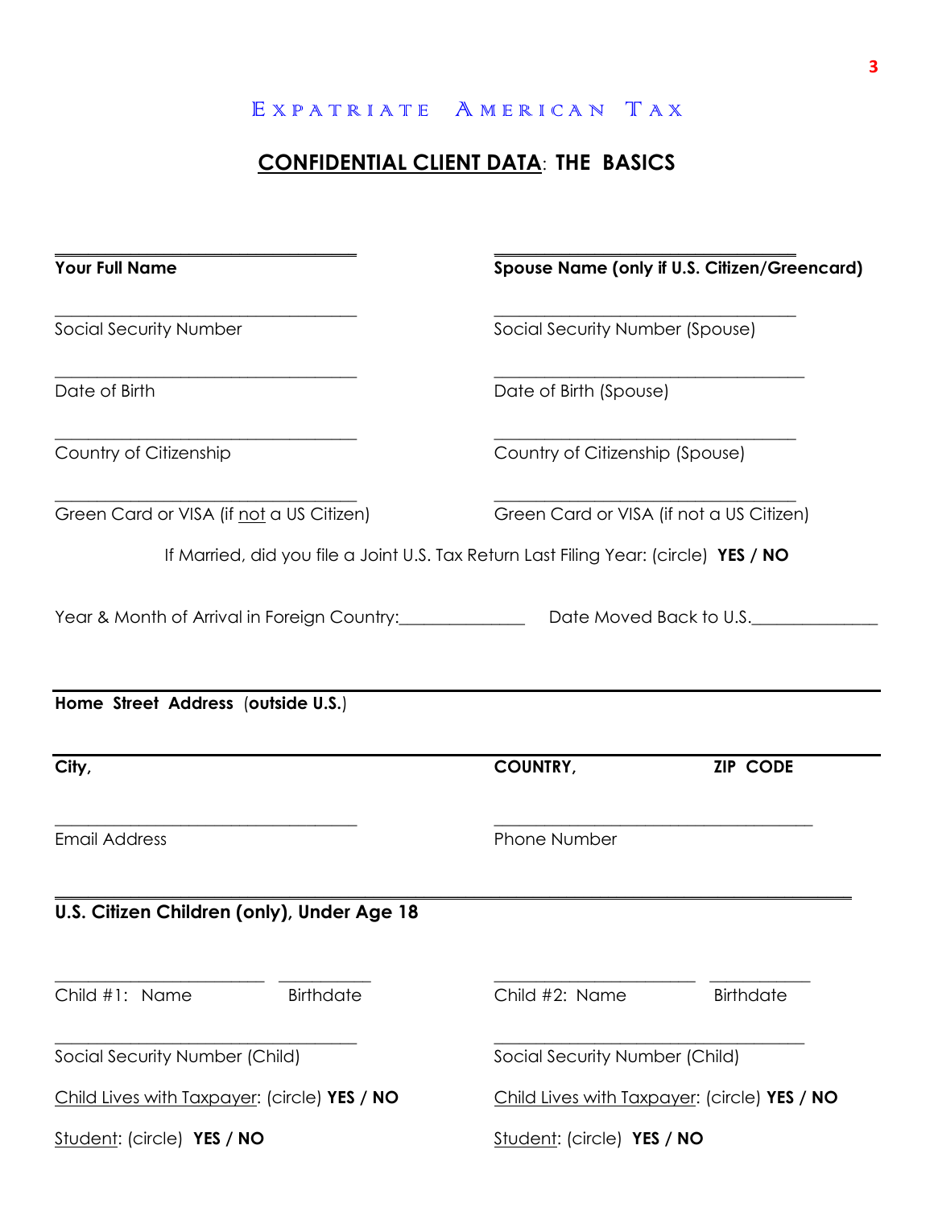# Expatriate American Tax

## CONFIDENTIAL CLIENT DATA: THE BASICS

| | |
|---|---|
| **Your Full Name** | **Spouse Name (only if U.S. Citizen/Greencard)** |
| Social Security Number | Social Security Number (Spouse) |
| Date of Birth | Date of Birth (Spouse) |
| Country of Citizenship | Country of Citizenship (Spouse) |
| Green Card or VISA (if not a US Citizen) | Green Card or VISA (if not a US Citizen) |

If Married, did you file a Joint U.S. Tax Return Last Filing Year: (circle) **YES / NO**

Year & Month of Arrival in Foreign Country:_______________ Date Moved Back to U.S._______________

**Home Street Address** (**outside U.S.**)

**City,** **COUNTRY,** **ZIP CODE**

| | |
|---|---|
| Email Address | Phone Number |

### U.S. Citizen Children (only), Under Age 18

| | |
|---|---|
| Child #1: Name &nbsp;&nbsp; Birthdate | Child #2: Name &nbsp;&nbsp; Birthdate |
| Social Security Number (Child) | Social Security Number (Child) |
| Child Lives with Taxpayer: (circle) **YES / NO** | Child Lives with Taxpayer: (circle) **YES / NO** |
| Student: (circle) **YES / NO** | Student: (circle) **YES / NO** |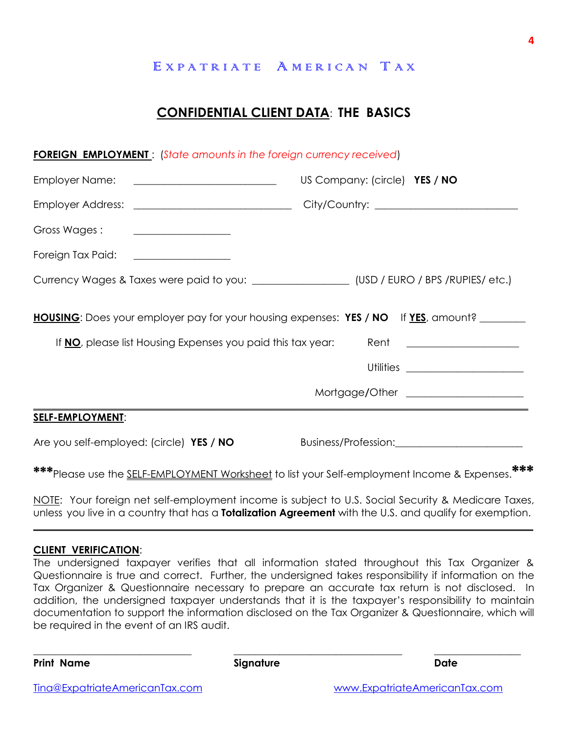EXPATRIATE AMERICAN TAX

## CONFIDENTIAL CLIENT DATA: THE BASICS

**FOREIGN EMPLOYMENT** : (*State amounts in the foreign currency received*)

Employer Name: ___________________________ US Company: (circle) **YES / NO**

Employer Address: ______________________________ City/Country: ___________________________

Gross Wages : __________________

Foreign Tax Paid: __________________

Currency Wages & Taxes were paid to you: __________________ (USD / EURO / BPS /RUPIES/ etc.)

**HOUSING**: Does your employer pay for your housing expenses: **YES / NO** If **YES**, amount? _________

If **NO**, please list Housing Expenses you paid this tax year:

Rent _____________________

Utilities _____________________

Mortgage/Other _____________________

---

**SELF-EMPLOYMENT**:

Are you self-employed: (circle) **YES / NO** Business/Profession:________________________

***Please use the SELF-EMPLOYMENT Worksheet to list your Self-employment Income & Expenses.***

NOTE: Your foreign net self-employment income is subject to U.S. Social Security & Medicare Taxes, unless you live in a country that has a **Totalization Agreement** with the U.S. and qualify for exemption.

---

**CLIENT VERIFICATION**:

The undersigned taxpayer verifies that all information stated throughout this Tax Organizer & Questionnaire is true and correct. Further, the undersigned takes responsibility if information on the Tax Organizer & Questionnaire necessary to prepare an accurate tax return is not disclosed. In addition, the undersigned taxpayer understands that it is the taxpayer's responsibility to maintain documentation to support the information disclosed on the Tax Organizer & Questionnaire, which will be required in the event of an IRS audit.

_______________________________ _________________________________ _________________

**Print Name** **Signature** **Date**

Tina@ExpatriateAmericanTax.com www.ExpatriateAmericanTax.com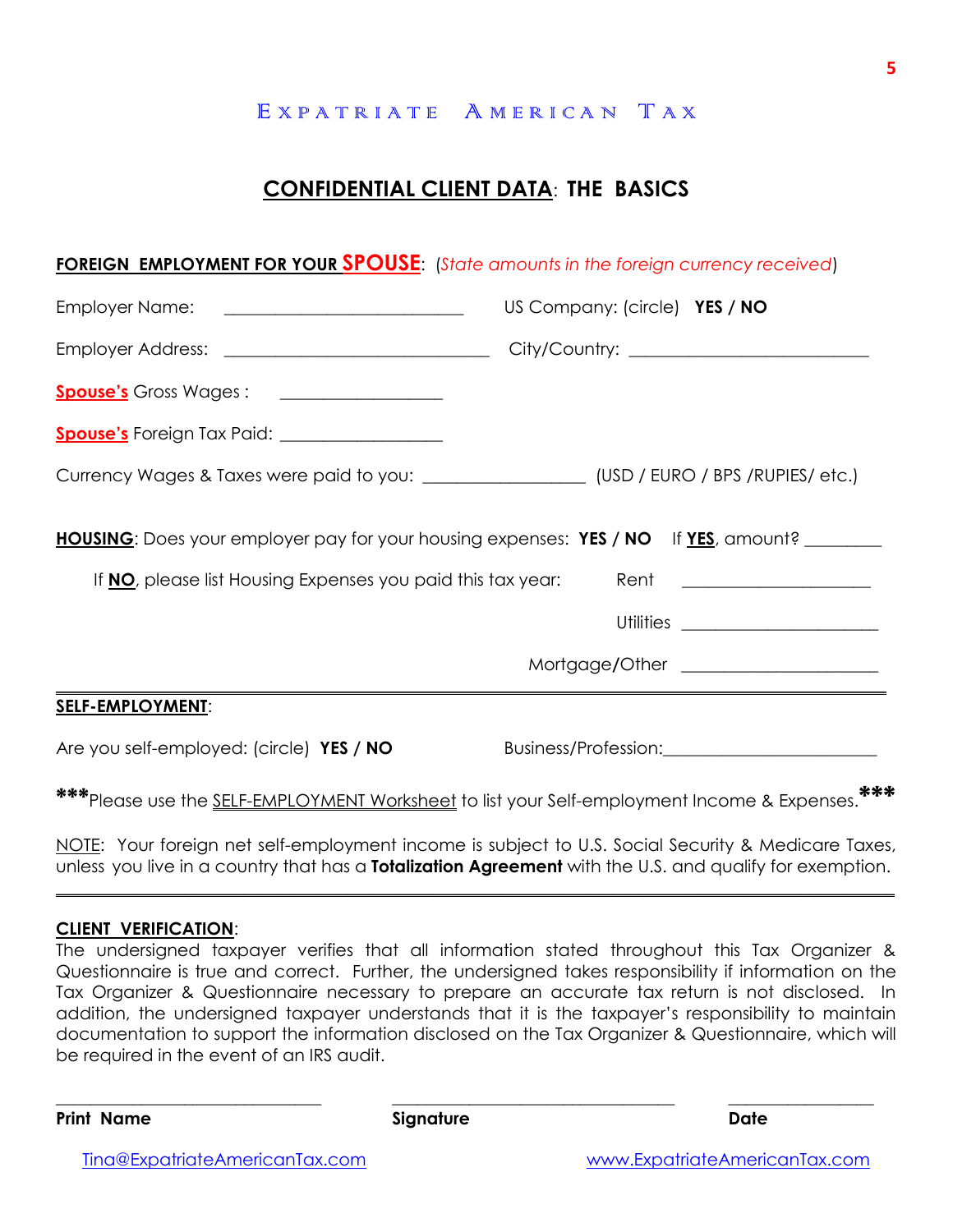# EXPATRIATE AMERICAN TAX

## CONFIDENTIAL CLIENT DATA: THE BASICS

**FOREIGN EMPLOYMENT FOR YOUR SPOUSE**: (*State amounts in the foreign currency received*)

Employer Name: ___________________________ US Company: (circle) **YES / NO**

Employer Address: ______________________________ City/Country: ___________________________

**Spouse's** Gross Wages : __________________

**Spouse's** Foreign Tax Paid: __________________

Currency Wages & Taxes were paid to you: __________________ (USD / EURO / BPS /RUPIES/ etc.)

**HOUSING**: Does your employer pay for your housing expenses: **YES / NO** If **YES**, amount? _________

If **NO**, please list Housing Expenses you paid this tax year:

Rent _____________________

Utilities _____________________

Mortgage/Other _____________________

---

**SELF-EMPLOYMENT**:

Are you self-employed: (circle) **YES / NO** Business/Profession:________________________

***Please use the SELF-EMPLOYMENT Worksheet to list your Self-employment Income & Expenses.***

NOTE: Your foreign net self-employment income is subject to U.S. Social Security & Medicare Taxes, unless you live in a country that has a **Totalization Agreement** with the U.S. and qualify for exemption.

---

**CLIENT VERIFICATION**:

The undersigned taxpayer verifies that all information stated throughout this Tax Organizer & Questionnaire is true and correct. Further, the undersigned takes responsibility if information on the Tax Organizer & Questionnaire necessary to prepare an accurate tax return is not disclosed. In addition, the undersigned taxpayer understands that it is the taxpayer's responsibility to maintain documentation to support the information disclosed on the Tax Organizer & Questionnaire, which will be required in the event of an IRS audit.

______________________________ ________________________________ ________________

**Print Name** **Signature** **Date**

Tina@ExpatriateAmericanTax.com www.ExpatriateAmericanTax.com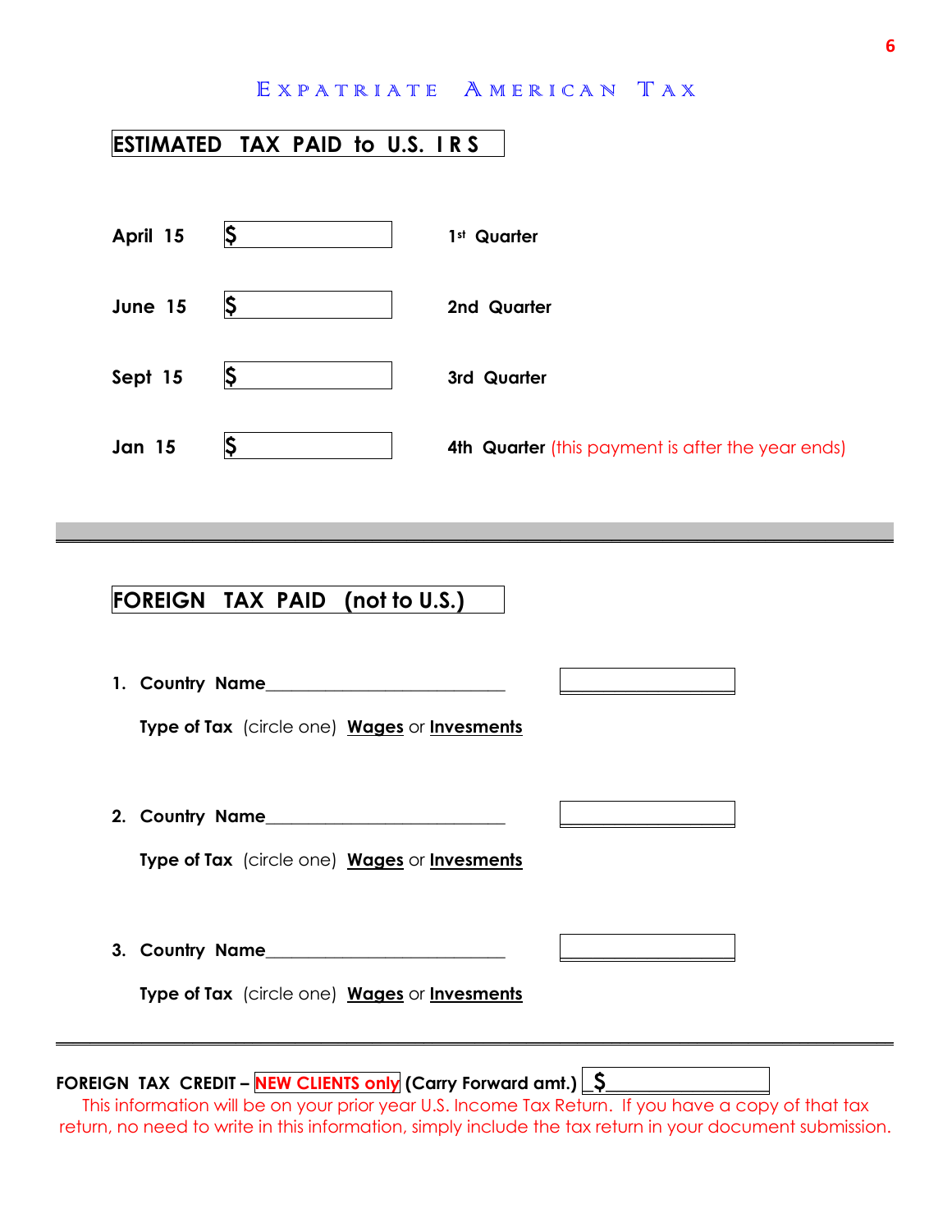# EXPATRIATE AMERICAN TAX

## ESTIMATED TAX PAID to U.S. I R S

| | | |
|---|---|---|
| **April 15** | **$** | **1st Quarter** |
| **June 15** | **$** | **2nd Quarter** |
| **Sept 15** | **$** | **3rd Quarter** |
| **Jan 15** | **$** | **4th Quarter** (this payment is after the year ends) |

---

## FOREIGN TAX PAID (not to U.S.)

1. **Country Name**___________________________ ______________

   **Type of Tax** (circle one) **Wages** or **Invesments**

2. **Country Name**___________________________ ______________

   **Type of Tax** (circle one) **Wages** or **Invesments**

3. **Country Name**___________________________ ______________

   **Type of Tax** (circle one) **Wages** or **Invesments**

---

**FOREIGN TAX CREDIT – NEW CLIENTS only (Carry Forward amt.)** _$______________

This information will be on your prior year U.S. Income Tax Return. If you have a copy of that tax return, no need to write in this information, simply include the tax return in your document submission.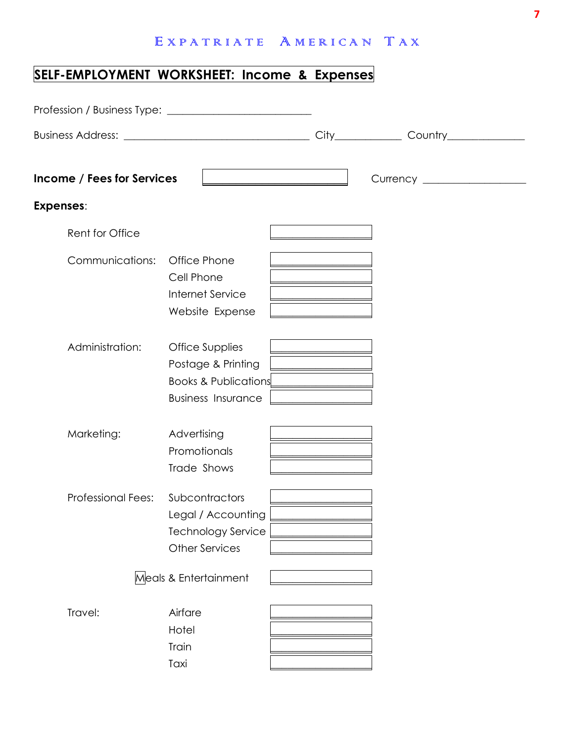# EXPATRIATE AMERICAN TAX

## SELF-EMPLOYMENT WORKSHEET: Income & Expenses

Profession / Business Type: ___________________________

Business Address: ___________________________________ City____________ Country______________

**Income / Fees for Services** [ ] Currency __________________

**Expenses**:

| | | |
|---|---|---|
| Rent for Office | | [ ] |
| Communications: | Office Phone | [ ] |
| | Cell Phone | [ ] |
| | Internet Service | [ ] |
| | Website Expense | [ ] |
| Administration: | Office Supplies | [ ] |
| | Postage & Printing | [ ] |
| | Books & Publications | [ ] |
| | Business Insurance | [ ] |
| Marketing: | Advertising | [ ] |
| | Promotionals | [ ] |
| | Trade Shows | [ ] |
| Professional Fees: | Subcontractors | [ ] |
| | Legal / Accounting | [ ] |
| | Technology Service | [ ] |
| | Other Services | [ ] |
| | Meals & Entertainment | [ ] |
| Travel: | Airfare | [ ] |
| | Hotel | [ ] |
| | Train | [ ] |
| | Taxi | [ ] |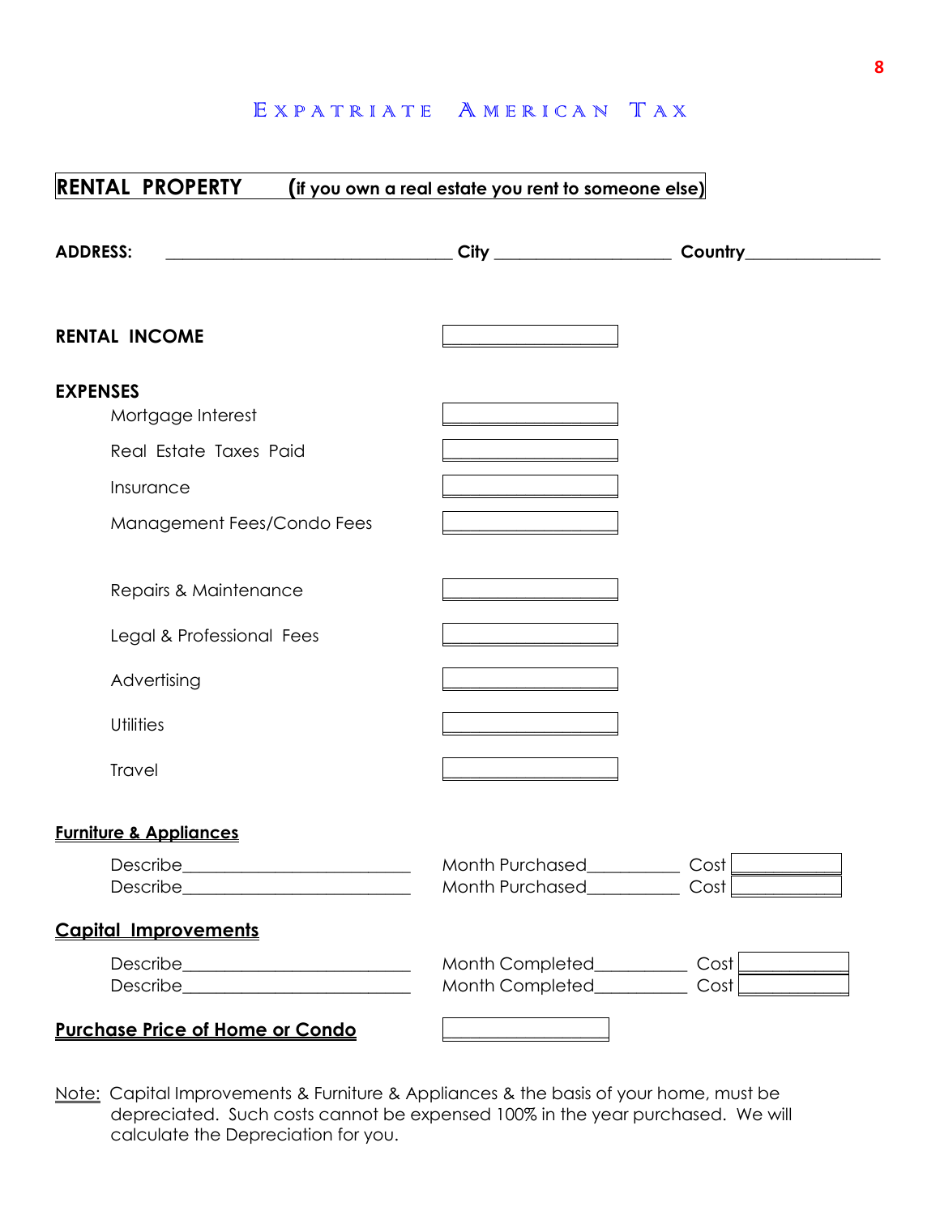# EXPATRIATE AMERICAN TAX

## RENTAL PROPERTY (if you own a real estate you rent to someone else)

**ADDRESS:** __________________________________ **City** ____________________ **Country**_______________

**RENTAL INCOME** ____________________

**EXPENSES**

| | |
|---|---|
| Mortgage Interest | |
| Real Estate Taxes Paid | |
| Insurance | |
| Management Fees/Condo Fees | |
| Repairs & Maintenance | |
| Legal & Professional Fees | |
| Advertising | |
| Utilities | |
| Travel | |

**Furniture & Appliances**

Describe__________________________ Month Purchased__________ Cost ____________

Describe__________________________ Month Purchased__________ Cost ____________

**Capital Improvements**

Describe__________________________ Month Completed__________ Cost ____________

Describe__________________________ Month Completed__________ Cost ____________

**Purchase Price of Home or Condo** ____________________

Note: Capital Improvements & Furniture & Appliances & the basis of your home, must be depreciated. Such costs cannot be expensed 100% in the year purchased. We will calculate the Depreciation for you.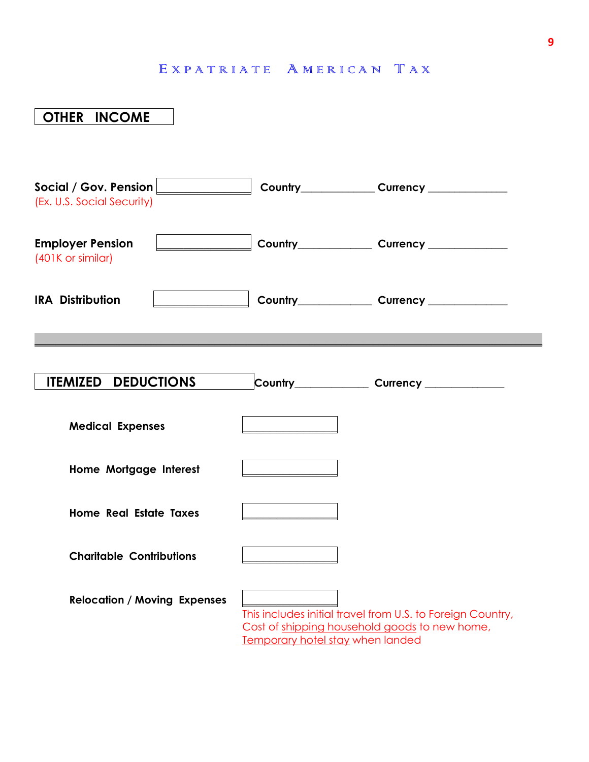EXPATRIATE AMERICAN TAX

## OTHER INCOME

**Social / Gov. Pension** ____________ **Country**____________ **Currency** ____________
(Ex. U.S. Social Security)

**Employer Pension** ____________ **Country**____________ **Currency** ____________
(401K or similar)

**IRA Distribution** ____________ **Country**____________ **Currency** ____________

---

## ITEMIZED DEDUCTIONS

**Country**____________ **Currency** ____________

**Medical Expenses** ____________

**Home Mortgage Interest** ____________

**Home Real Estate Taxes** ____________

**Charitable Contributions** ____________

**Relocation / Moving Expenses** ____________

This includes initial travel from U.S. to Foreign Country, Cost of shipping household goods to new home, Temporary hotel stay when landed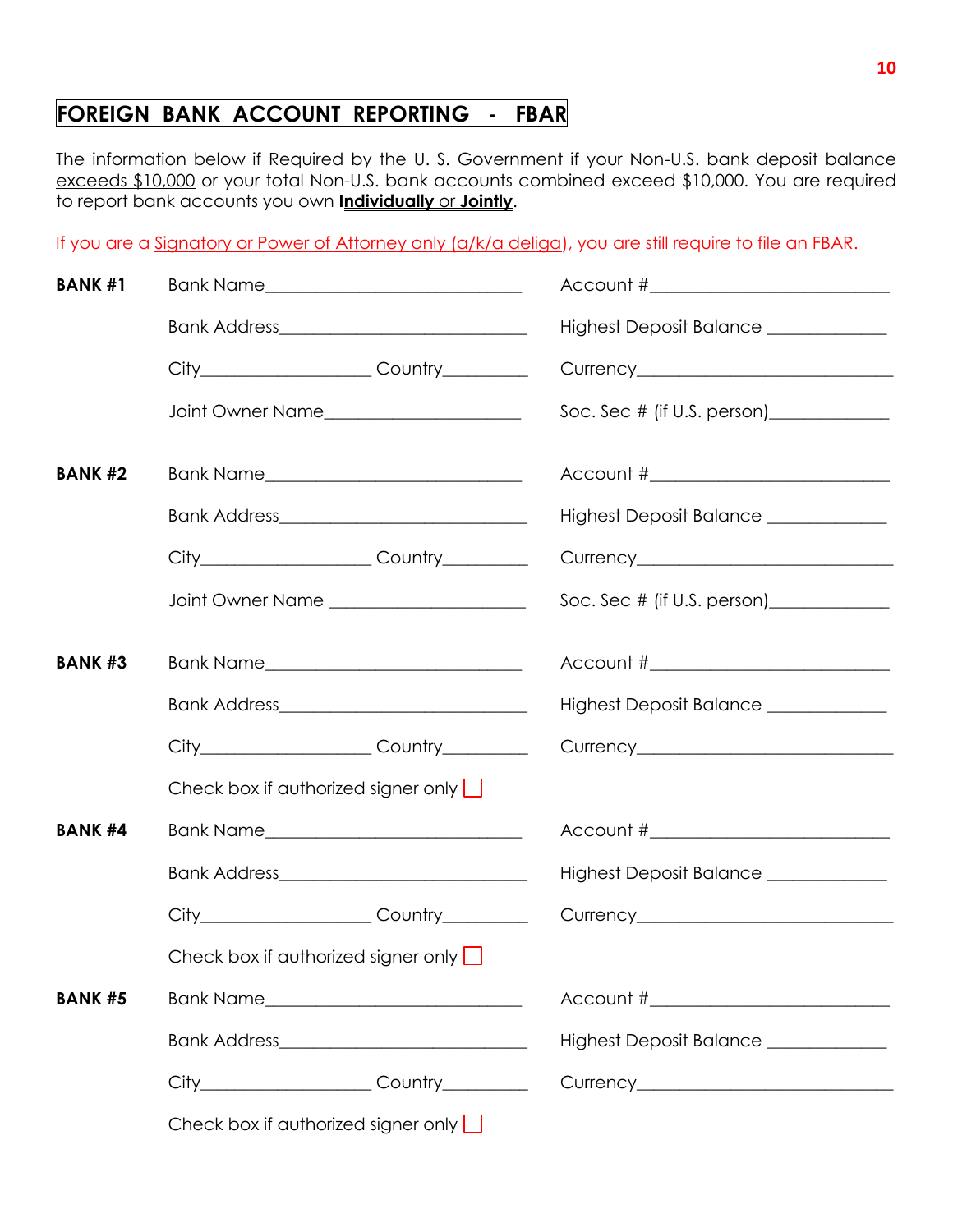# FOREIGN BANK ACCOUNT REPORTING - FBAR

The information below if Required by the U. S. Government if your Non-U.S. bank deposit balance exceeds $10,000 or your total Non-U.S. bank accounts combined exceed $10,000. You are required to report bank accounts you own **Individually** or **Jointly**.

If you are a Signatory or Power of Attorney only (a/k/a deliga), you are still require to file an FBAR.

**BANK #1**

Bank Name_____________________________ Account #___________________________

Bank Address___________________________ Highest Deposit Balance _____________

City___________________ Country_________ Currency_____________________________

Joint Owner Name______________________ Soc. Sec # (if U.S. person)_____________

**BANK #2**

Bank Name_____________________________ Account #___________________________

Bank Address___________________________ Highest Deposit Balance _____________

City___________________ Country_________ Currency_____________________________

Joint Owner Name ______________________ Soc. Sec # (if U.S. person)_____________

**BANK #3**

Bank Name_____________________________ Account #___________________________

Bank Address___________________________ Highest Deposit Balance _____________

City___________________ Country_________ Currency_____________________________

Check box if authorized signer only ☐

**BANK #4**

Bank Name_____________________________ Account #___________________________

Bank Address___________________________ Highest Deposit Balance _____________

City___________________ Country_________ Currency_____________________________

Check box if authorized signer only ☐

**BANK #5**

Bank Name_____________________________ Account #___________________________

Bank Address___________________________ Highest Deposit Balance _____________

City___________________ Country_________ Currency_____________________________

Check box if authorized signer only ☐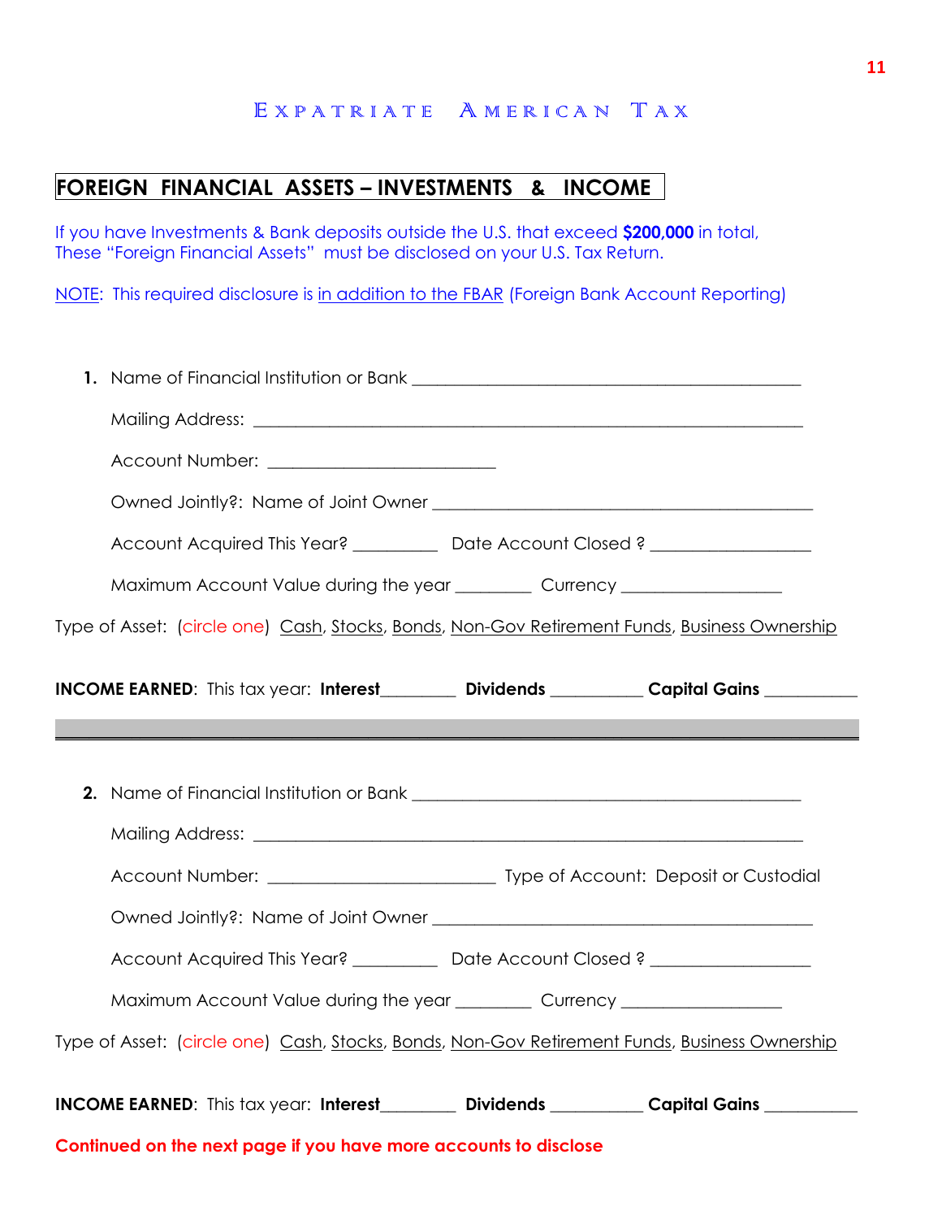# EXPATRIATE AMERICAN TAX

## FOREIGN FINANCIAL ASSETS – INVESTMENTS & INCOME

If you have Investments & Bank deposits outside the U.S. that exceed **$200,000** in total, These "Foreign Financial Assets" must be disclosed on your U.S. Tax Return.

NOTE: This required disclosure is in addition to the FBAR (Foreign Bank Account Reporting)

**1.** Name of Financial Institution or Bank ____________________________________________

Mailing Address: ______________________________________________________________

Account Number: _________________________

Owned Jointly?: Name of Joint Owner __________________________________________

Account Acquired This Year? _________ Date Account Closed ? _________________

Maximum Account Value during the year ________ Currency _________________

Type of Asset: (circle one) Cash, Stocks, Bonds, Non-Gov Retirement Funds, Business Ownership

**INCOME EARNED**: This tax year: **Interest**________ **Dividends** __________ **Capital Gains** __________

---

**2.** Name of Financial Institution or Bank ____________________________________________

Mailing Address: ______________________________________________________________

Account Number: _________________________ Type of Account: Deposit or Custodial

Owned Jointly?: Name of Joint Owner __________________________________________

Account Acquired This Year? _________ Date Account Closed ? _________________

Maximum Account Value during the year ________ Currency _________________

Type of Asset: (circle one) Cash, Stocks, Bonds, Non-Gov Retirement Funds, Business Ownership

**INCOME EARNED**: This tax year: **Interest**________ **Dividends** __________ **Capital Gains** __________

**Continued on the next page if you have more accounts to disclose**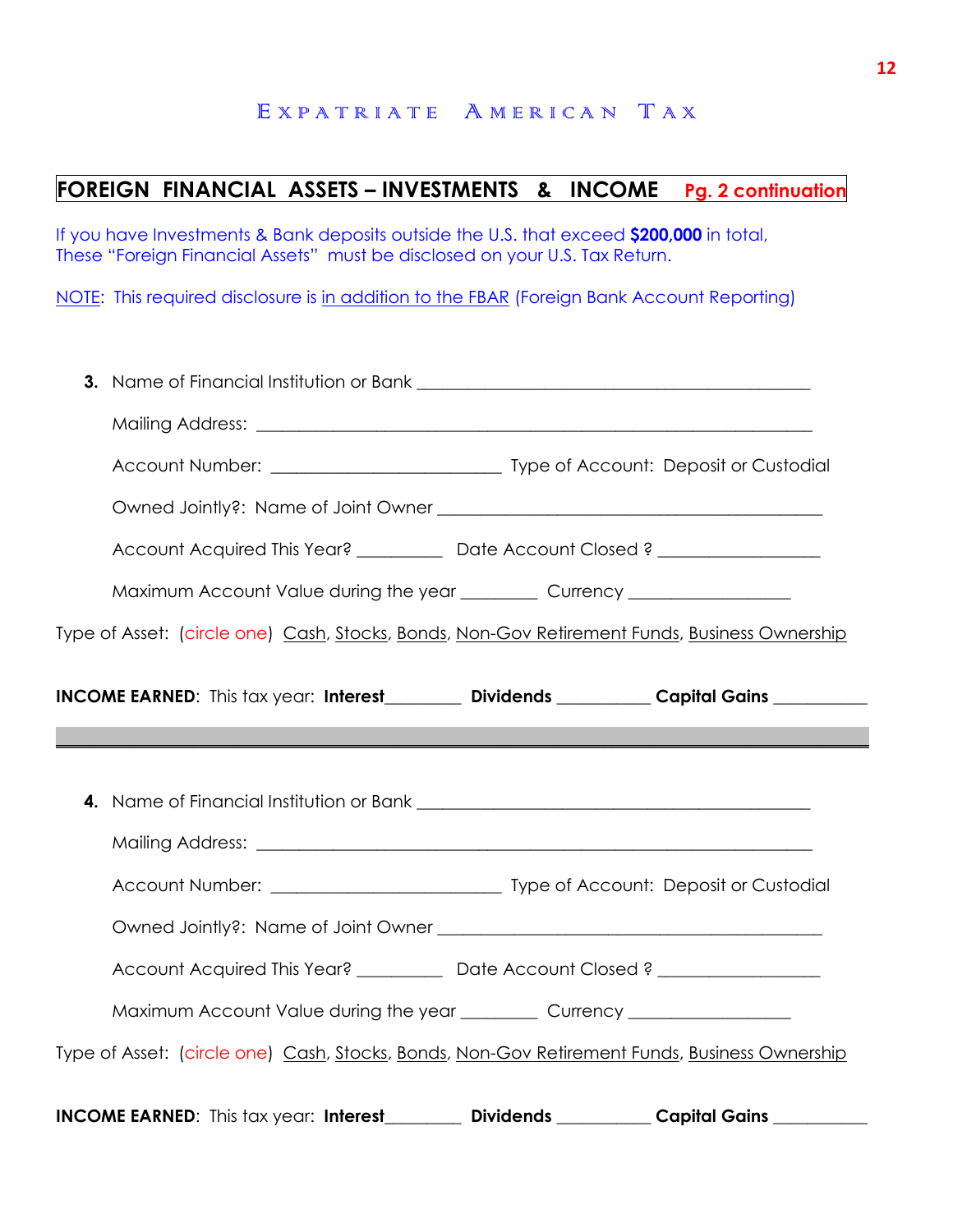# FOREIGN FINANCIAL ASSETS – INVESTMENTS & INCOME Pg. 2 continuation

If you have Investments & Bank deposits outside the U.S. that exceed **$200,000** in total, These "Foreign Financial Assets" must be disclosed on your U.S. Tax Return.

NOTE: This required disclosure is in addition to the FBAR (Foreign Bank Account Reporting)

**3.** Name of Financial Institution or Bank ____________________________________________

Mailing Address: ______________________________________________________________

Account Number: _________________________ Type of Account: Deposit or Custodial

Owned Jointly?: Name of Joint Owner ___________________________________________

Account Acquired This Year? _________ Date Account Closed ? _________________

Maximum Account Value during the year ________ Currency _________________

Type of Asset: (circle one) Cash, Stocks, Bonds, Non-Gov Retirement Funds, Business Ownership

**INCOME EARNED**: This tax year: **Interest**________ **Dividends** __________ **Capital Gains** __________

---

**4.** Name of Financial Institution or Bank ____________________________________________

Mailing Address: ______________________________________________________________

Account Number: _________________________ Type of Account: Deposit or Custodial

Owned Jointly?: Name of Joint Owner ___________________________________________

Account Acquired This Year? _________ Date Account Closed ? _________________

Maximum Account Value during the year ________ Currency _________________

Type of Asset: (circle one) Cash, Stocks, Bonds, Non-Gov Retirement Funds, Business Ownership

**INCOME EARNED**: This tax year: **Interest**________ **Dividends** __________ **Capital Gains** __________